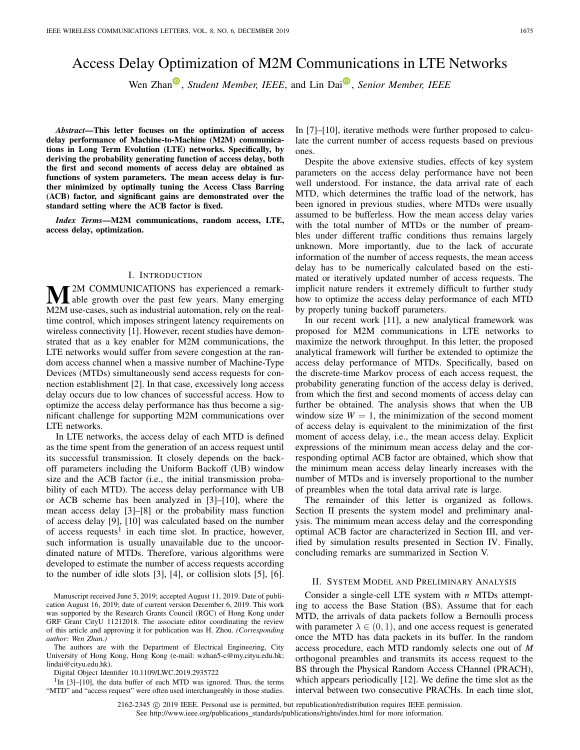# Access Delay Optimization of M2M Communications in LTE Networks

Wen Zhan, *Student Member, IEEE*, and Lin Dai, *Senior Member, IEEE*

***Abstract*—This letter focuses on the optimization of access delay performance of Machine-to-Machine (M2M) communications in Long Term Evolution (LTE) networks. Specifically, by deriving the probability generating function of access delay, both the first and second moments of access delay are obtained as functions of system parameters. The mean access delay is further minimized by optimally tuning the Access Class Barring (ACB) factor, and significant gains are demonstrated over the standard setting where the ACB factor is fixed.**

***Index Terms*—M2M communications, random access, LTE, access delay, optimization.**

## I. Introduction

M2M COMMUNICATIONS has experienced a remarkable growth over the past few years. Many emerging M2M use-cases, such as industrial automation, rely on the real-time control, which imposes stringent latency requirements on wireless connectivity [1]. However, recent studies have demonstrated that as a key enabler for M2M communications, the LTE networks would suffer from severe congestion at the random access channel when a massive number of Machine-Type Devices (MTDs) simultaneously send access requests for connection establishment [2]. In that case, excessively long access delay occurs due to low chances of successful access. How to optimize the access delay performance has thus become a significant challenge for supporting M2M communications over LTE networks.

In LTE networks, the access delay of each MTD is defined as the time spent from the generation of an access request until its successful transmission. It closely depends on the backoff parameters including the Uniform Backoff (UB) window size and the ACB factor (i.e., the initial transmission probability of each MTD). The access delay performance with UB or ACB scheme has been analyzed in [3]–[10], where the mean access delay [3]–[8] or the probability mass function of access delay [9], [10] was calculated based on the number of access requests[1] in each time slot. In practice, however, such information is usually unavailable due to the uncoordinated nature of MTDs. Therefore, various algorithms were developed to estimate the number of access requests according to the number of idle slots [3], [4], or collision slots [5], [6]. In [7]–[10], iterative methods were further proposed to calculate the current number of access requests based on previous ones.

Despite the above extensive studies, effects of key system parameters on the access delay performance have not been well understood. For instance, the data arrival rate of each MTD, which determines the traffic load of the network, has been ignored in previous studies, where MTDs were usually assumed to be bufferless. How the mean access delay varies with the total number of MTDs or the number of preambles under different traffic conditions thus remains largely unknown. More importantly, due to the lack of accurate information of the number of access requests, the mean access delay has to be numerically calculated based on the estimated or iteratively updated number of access requests. The implicit nature renders it extremely difficult to further study how to optimize the access delay performance of each MTD by properly tuning backoff parameters.

In our recent work [11], a new analytical framework was proposed for M2M communications in LTE networks to maximize the network throughput. In this letter, the proposed analytical framework will further be extended to optimize the access delay performance of MTDs. Specifically, based on the discrete-time Markov process of each access request, the probability generating function of the access delay is derived, from which the first and second moments of access delay can further be obtained. The analysis shows that when the UB window size $W = 1$, the minimization of the second moment of access delay is equivalent to the minimization of the first moment of access delay, i.e., the mean access delay. Explicit expressions of the minimum mean access delay and the corresponding optimal ACB factor are obtained, which show that the minimum mean access delay linearly increases with the number of MTDs and is inversely proportional to the number of preambles when the total data arrival rate is large.

The remainder of this letter is organized as follows. Section II presents the system model and preliminary analysis. The minimum mean access delay and the corresponding optimal ACB factor are characterized in Section III, and verified by simulation results presented in Section IV. Finally, concluding remarks are summarized in Section V.

## II. System Model and Preliminary Analysis

Consider a single-cell LTE system with $n$ MTDs attempting to access the Base Station (BS). Assume that for each MTD, the arrivals of data packets follow a Bernoulli process with parameter $\lambda \in (0, 1)$, and one access request is generated once the MTD has data packets in its buffer. In the random access procedure, each MTD randomly selects one out of $M$ orthogonal preambles and transmits its access request to the BS through the Physical Random Access CHannel (PRACH), which appears periodically [12]. We define the time slot as the interval between two consecutive PRACHs. In each time slot,

---

Manuscript received June 5, 2019; accepted August 11, 2019. Date of publication August 16, 2019; date of current version December 6, 2019. This work was supported by the Research Grants Council (RGC) of Hong Kong under GRF Grant CityU 11212018. The associate editor coordinating the review of this article and approving it for publication was H. Zhou. *(Corresponding author: Wen Zhan.)*

The authors are with the Department of Electrical Engineering, City University of Hong Kong, Hong Kong (e-mail: wzhan5-c@my.cityu.edu.hk; lindai@cityu.edu.hk).

Digital Object Identifier 10.1109/LWC.2019.2935722

[1] In [3]–[10], the data buffer of each MTD was ignored. Thus, the terms "MTD" and "access request" were often used interchangeably in those studies.

2162-2345 © 2019 IEEE. Personal use is permitted, but republication/redistribution requires IEEE permission. See http://www.ieee.org/publications_standards/publications/rights/index.html for more information.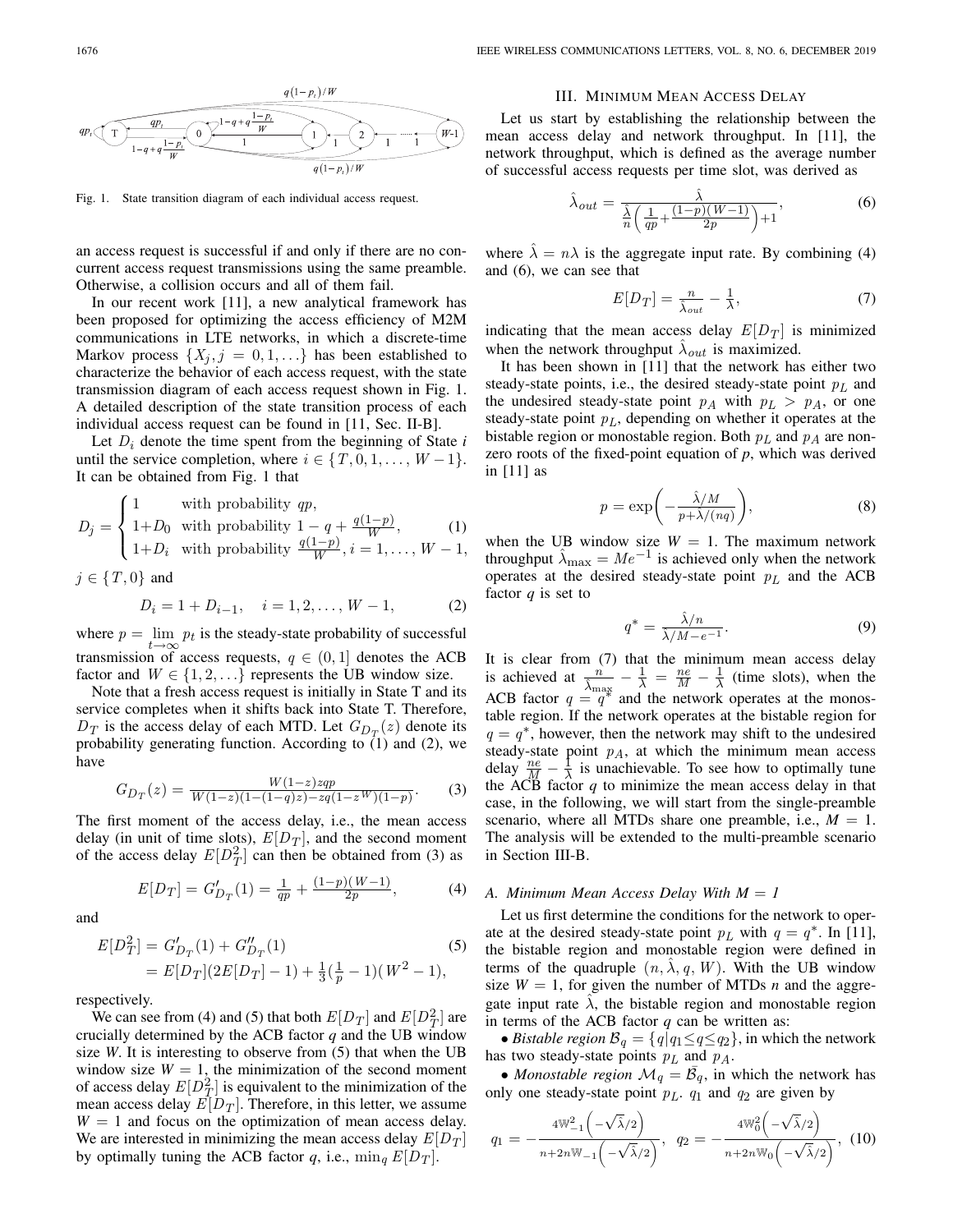Fig. 1. State transition diagram of each individual access request.

an access request is successful if and only if there are no concurrent access request transmissions using the same preamble. Otherwise, a collision occurs and all of them fail.

In our recent work [11], a new analytical framework has been proposed for optimizing the access efficiency of M2M communications in LTE networks, in which a discrete-time Markov process $\{X_j, j = 0, 1, \ldots\}$ has been established to characterize the behavior of each access request, with the state transmission diagram of each access request shown in Fig. 1. A detailed description of the state transition process of each individual access request can be found in [11, Sec. II-B].

Let $D_i$ denote the time spent from the beginning of State *i* until the service completion, where $i \in \{T, 0, 1, \ldots, W-1\}$. It can be obtained from Fig. 1 that

$$D_j = \begin{cases} 1 & \text{with probability } qp, \\ 1{+}D_0 & \text{with probability } 1-q+\frac{q(1-p)}{W}, \\ 1{+}D_i & \text{with probability } \frac{q(1-p)}{W}, i=1,\ldots,W-1, \end{cases} \quad (1)$$

$j \in \{T, 0\}$ and

$$D_i = 1 + D_{i-1}, \quad i = 1, 2, \ldots, W-1, \quad (2)$$

where $p = \lim_{t\to\infty} p_t$ is the steady-state probability of successful transmission of access requests, $q \in (0, 1]$ denotes the ACB factor and $W \in \{1, 2, \ldots\}$ represents the UB window size.

Note that a fresh access request is initially in State T and its service completes when it shifts back into State T. Therefore, $D_T$ is the access delay of each MTD. Let $G_{D_T}(z)$ denote its probability generating function. According to (1) and (2), we have

$$G_{D_T}(z) = \frac{W(1-z)zqp}{W(1-z)(1-(1-q)z)-zq(1-z^W)(1-p)}. \quad (3)$$

The first moment of the access delay, i.e., the mean access delay (in unit of time slots), $E[D_T]$, and the second moment of the access delay $E[D_T^2]$ can then be obtained from (3) as

$$E[D_T] = G'_{D_T}(1) = \frac{1}{qp} + \frac{(1-p)(W-1)}{2p}, \quad (4)$$

and

$$\begin{aligned} E[D_T^2] &= G'_{D_T}(1) + G''_{D_T}(1) \\ &= E[D_T](2E[D_T]-1) + \tfrac{1}{3}(\tfrac{1}{p}-1)(W^2-1), \end{aligned} \quad (5)$$

respectively.

We can see from (4) and (5) that both $E[D_T]$ and $E[D_T^2]$ are crucially determined by the ACB factor *q* and the UB window size *W*. It is interesting to observe from (5) that when the UB window size $W = 1$, the minimization of the second moment of access delay $E[D_T^2]$ is equivalent to the minimization of the mean access delay $E[D_T]$. Therefore, in this letter, we assume $W = 1$ and focus on the optimization of mean access delay. We are interested in minimizing the mean access delay $E[D_T]$ by optimally tuning the ACB factor *q*, i.e., $\min_q E[D_T]$.

## III. Minimum Mean Access Delay

Let us start by establishing the relationship between the mean access delay and network throughput. In [11], the network throughput, which is defined as the average number of successful access requests per time slot, was derived as

$$\hat{\lambda}_{out} = \frac{\hat{\lambda}}{\frac{\hat{\lambda}}{n}\left(\frac{1}{qp}+\frac{(1-p)(W-1)}{2p}\right)+1}, \quad (6)$$

where $\hat{\lambda} = n\lambda$ is the aggregate input rate. By combining (4) and (6), we can see that

$$E[D_T] = \frac{n}{\hat{\lambda}_{out}} - \frac{1}{\lambda}, \quad (7)$$

indicating that the mean access delay $E[D_T]$ is minimized when the network throughput $\hat{\lambda}_{out}$ is maximized.

It has been shown in [11] that the network has either two steady-state points, i.e., the desired steady-state point $p_L$ and the undesired steady-state point $p_A$ with $p_L > p_A$, or one steady-state point $p_L$, depending on whether it operates at the bistable region or monostable region. Both $p_L$ and $p_A$ are non-zero roots of the fixed-point equation of *p*, which was derived in [11] as

$$p = \exp\left(-\frac{\hat{\lambda}/M}{p+\hat{\lambda}/(nq)}\right), \quad (8)$$

when the UB window size $W = 1$. The maximum network throughput $\hat{\lambda}_{\max} = Me^{-1}$ is achieved only when the network operates at the desired steady-state point $p_L$ and the ACB factor *q* is set to

$$q^* = \frac{\hat{\lambda}/n}{\hat{\lambda}/M - e^{-1}}. \quad (9)$$

It is clear from (7) that the minimum mean access delay is achieved at $\frac{n}{\hat{\lambda}_{\max}} - \frac{1}{\lambda} = \frac{ne}{M} - \frac{1}{\lambda}$ (time slots), when the ACB factor $q = q^*$ and the network operates at the monostable region. If the network operates at the bistable region for $q = q^*$, however, then the network may shift to the undesired steady-state point $p_A$, at which the minimum mean access delay $\frac{ne}{M} - \frac{1}{\lambda}$ is unachievable. To see how to optimally tune the ACB factor *q* to minimize the mean access delay in that case, in the following, we will start from the single-preamble scenario, where all MTDs share one preamble, i.e., $M = 1$. The analysis will be extended to the multi-preamble scenario in Section III-B.

### A. Minimum Mean Access Delay With M = 1

Let us first determine the conditions for the network to operate at the desired steady-state point $p_L$ with $q = q^*$. In [11], the bistable region and monostable region were defined in terms of the quadruple $(n, \hat{\lambda}, q, W)$. With the UB window size $W = 1$, for given the number of MTDs *n* and the aggregate input rate $\hat{\lambda}$, the bistable region and monostable region in terms of the ACB factor *q* can be written as:

- *Bistable region* $\mathcal{B}_q = \{q | q_1 \le q \le q_2\}$, in which the network has two steady-state points $p_L$ and $p_A$.
- *Monostable region* $\mathcal{M}_q = \bar{\mathcal{B}}_q$, in which the network has only one steady-state point $p_L$. $q_1$ and $q_2$ are given by

$$q_1 = -\frac{4\mathbb{W}_{-1}^2\left(-\sqrt{\hat{\lambda}}/2\right)}{n+2n\mathbb{W}_{-1}\left(-\sqrt{\hat{\lambda}}/2\right)}, \quad q_2 = -\frac{4\mathbb{W}_0^2\left(-\sqrt{\hat{\lambda}}/2\right)}{n+2n\mathbb{W}_0\left(-\sqrt{\hat{\lambda}}/2\right)}, \quad (10)$$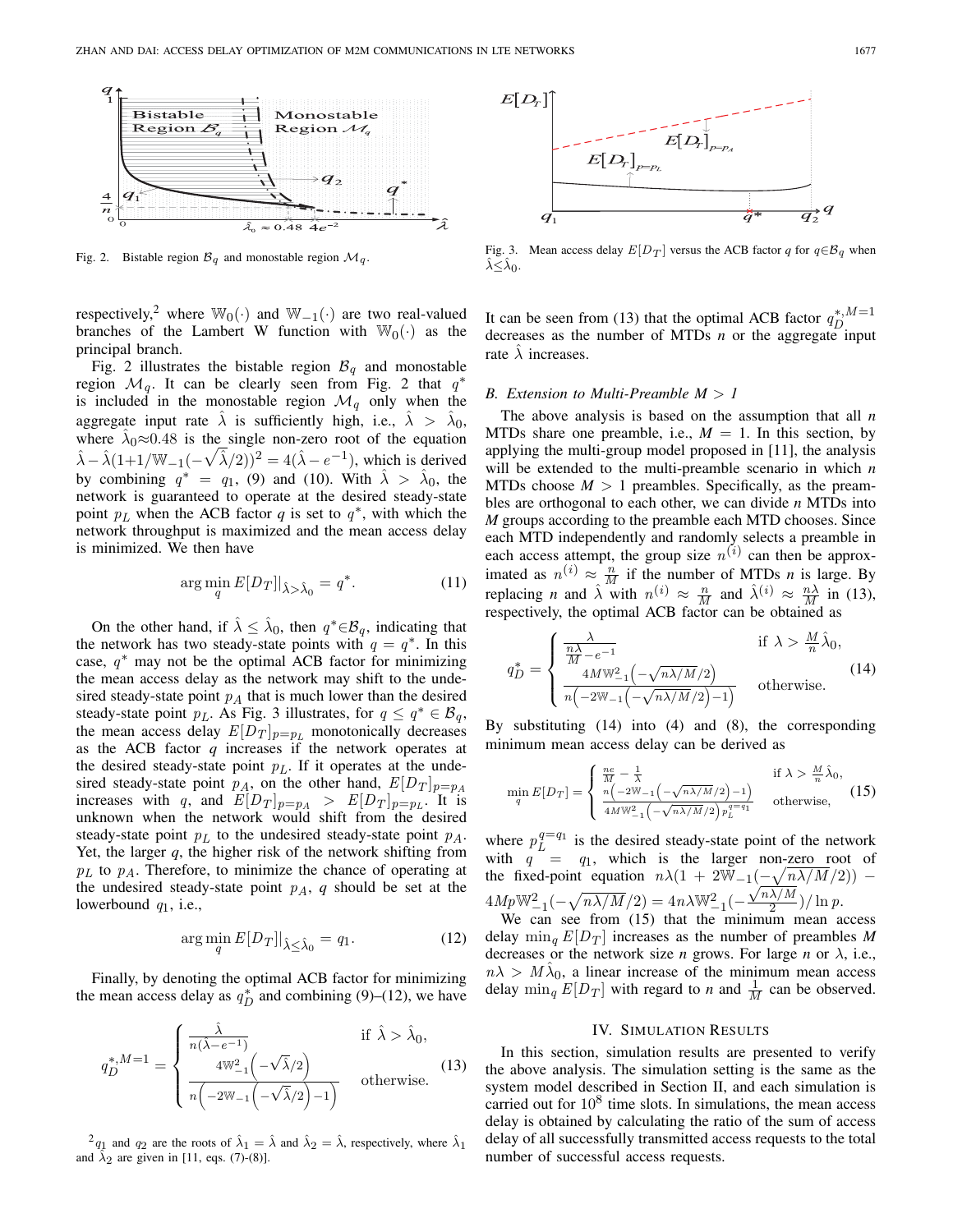Fig. 2. Bistable region $\mathcal{B}_q$ and monostable region $\mathcal{M}_q$.

Fig. 3. Mean access delay $E[D_T]$ versus the ACB factor $q$ for $q \in \mathcal{B}_q$ when $\hat{\lambda} \leq \hat{\lambda}_0$.

respectively,[2] where $\mathbb{W}_0(\cdot)$ and $\mathbb{W}_{-1}(\cdot)$ are two real-valued branches of the Lambert W function with $\mathbb{W}_0(\cdot)$ as the principal branch.

Fig. 2 illustrates the bistable region $\mathcal{B}_q$ and monostable region $\mathcal{M}_q$. It can be clearly seen from Fig. 2 that $q^*$ is included in the monostable region $\mathcal{M}_q$ only when the aggregate input rate $\hat{\lambda}$ is sufficiently high, i.e., $\hat{\lambda} > \hat{\lambda}_0$, where $\hat{\lambda}_0 \approx 0.48$ is the single non-zero root of the equation $\hat{\lambda} - \hat{\lambda}(1+1/\mathbb{W}_{-1}(-\sqrt{\hat{\lambda}}/2))^2 = 4(\hat{\lambda} - e^{-1})$, which is derived by combining $q^* = q_1$, (9) and (10). With $\hat{\lambda} > \hat{\lambda}_0$, the network is guaranteed to operate at the desired steady-state point $p_L$ when the ACB factor $q$ is set to $q^*$, with which the network throughput is maximized and the mean access delay is minimized. We then have

$$\arg\min_q E[D_T]|_{\hat{\lambda} > \hat{\lambda}_0} = q^*. \tag{11}$$

On the other hand, if $\hat{\lambda} \leq \hat{\lambda}_0$, then $q^* \in \mathcal{B}_q$, indicating that the network has two steady-state points with $q = q^*$. In this case, $q^*$ may not be the optimal ACB factor for minimizing the mean access delay as the network may shift to the undesired steady-state point $p_A$ that is much lower than the desired steady-state point $p_L$. As Fig. 3 illustrates, for $q \leq q^* \in \mathcal{B}_q$, the mean access delay $E[D_T]_{p=p_L}$ monotonically decreases as the ACB factor $q$ increases if the network operates at the desired steady-state point $p_L$. If it operates at the undesired steady-state point $p_A$, on the other hand, $E[D_T]_{p=p_A}$ increases with $q$, and $E[D_T]_{p=p_A} > E[D_T]_{p=p_L}$. It is unknown when the network would shift from the desired steady-state point $p_L$ to the undesired steady-state point $p_A$. Yet, the larger $q$, the higher risk of the network shifting from $p_L$ to $p_A$. Therefore, to minimize the chance of operating at the undesired steady-state point $p_A$, $q$ should be set at the lowerbound $q_1$, i.e.,

$$\arg\min_q E[D_T]|_{\hat{\lambda} \leq \hat{\lambda}_0} = q_1. \tag{12}$$

Finally, by denoting the optimal ACB factor for minimizing the mean access delay as $q_D^*$ and combining (9)–(12), we have

$$q_D^{*,M=1} = \begin{cases} \dfrac{\hat{\lambda}}{n(\hat{\lambda} - e^{-1})} & \text{if } \hat{\lambda} > \hat{\lambda}_0, \\ \dfrac{4\mathbb{W}_{-1}^2\left(-\sqrt{\hat{\lambda}}/2\right)}{n\left(-2\mathbb{W}_{-1}\left(-\sqrt{\hat{\lambda}}/2\right)-1\right)} & \text{otherwise.} \end{cases} \tag{13}$$

[2] $q_1$ and $q_2$ are the roots of $\hat{\lambda}_1 = \hat{\lambda}$ and $\hat{\lambda}_2 = \hat{\lambda}$, respectively, where $\hat{\lambda}_1$ and $\hat{\lambda}_2$ are given in [11, eqs. (7)-(8)].

It can be seen from (13) that the optimal ACB factor $q_D^{*,M=1}$ decreases as the number of MTDs $n$ or the aggregate input rate $\hat{\lambda}$ increases.

### B. Extension to Multi-Preamble $M > 1$

The above analysis is based on the assumption that all $n$ MTDs share one preamble, i.e., $M = 1$. In this section, by applying the multi-group model proposed in [11], the analysis will be extended to the multi-preamble scenario in which $n$ MTDs choose $M > 1$ preambles. Specifically, as the preambles are orthogonal to each other, we can divide $n$ MTDs into $M$ groups according to the preamble each MTD chooses. Since each MTD independently and randomly selects a preamble in each access attempt, the group size $n^{(i)}$ can then be approximated as $n^{(i)} \approx \frac{n}{M}$ if the number of MTDs $n$ is large. By replacing $n$ and $\hat{\lambda}$ with $n^{(i)} \approx \frac{n}{M}$ and $\hat{\lambda}^{(i)} \approx \frac{n\lambda}{M}$ in (13), respectively, the optimal ACB factor can be obtained as

$$q_D^* = \begin{cases} \dfrac{\lambda}{\frac{n\lambda}{M} - e^{-1}} & \text{if } \lambda > \frac{M}{n}\hat{\lambda}_0, \\ \dfrac{4M\mathbb{W}_{-1}^2\left(-\sqrt{n\lambda/M}/2\right)}{n\left(-2\mathbb{W}_{-1}\left(-\sqrt{n\lambda/M}/2\right)-1\right)} & \text{otherwise.} \end{cases} \tag{14}$$

By substituting (14) into (4) and (8), the corresponding minimum mean access delay can be derived as

$$\min_q E[D_T] = \begin{cases} \frac{ne}{M} - \frac{1}{\lambda} & \text{if } \lambda > \frac{M}{n}\hat{\lambda}_0, \\ \frac{n\left(-2\mathbb{W}_{-1}\left(-\sqrt{n\lambda/M}/2\right)-1\right)}{4M\mathbb{W}_{-1}^2\left(-\sqrt{n\lambda/M}/2\right)p_L^{q=q_1}} & \text{otherwise,} \end{cases} \tag{15}$$

where $p_L^{q=q_1}$ is the desired steady-state point of the network with $q = q_1$, which is the larger non-zero root of the fixed-point equation $n\lambda(1 + 2\mathbb{W}_{-1}(-\sqrt{n\lambda/M}/2)) - 4Mp\mathbb{W}_{-1}^2(-\sqrt{n\lambda/M}/2) = 4n\lambda\mathbb{W}_{-1}^2(-\frac{\sqrt{n\lambda/M}}{2})/\ln p$.

We can see from (15) that the minimum mean access delay $\min_q E[D_T]$ increases as the number of preambles $M$ decreases or the network size $n$ grows. For large $n$ or $\lambda$, i.e., $n\lambda > M\hat{\lambda}_0$, a linear increase of the minimum mean access delay $\min_q E[D_T]$ with regard to $n$ and $\frac{1}{M}$ can be observed.

## IV. Simulation Results

In this section, simulation results are presented to verify the above analysis. The simulation setting is the same as the system model described in Section II, and each simulation is carried out for $10^8$ time slots. In simulations, the mean access delay is obtained by calculating the ratio of the sum of access delay of all successfully transmitted access requests to the total number of successful access requests.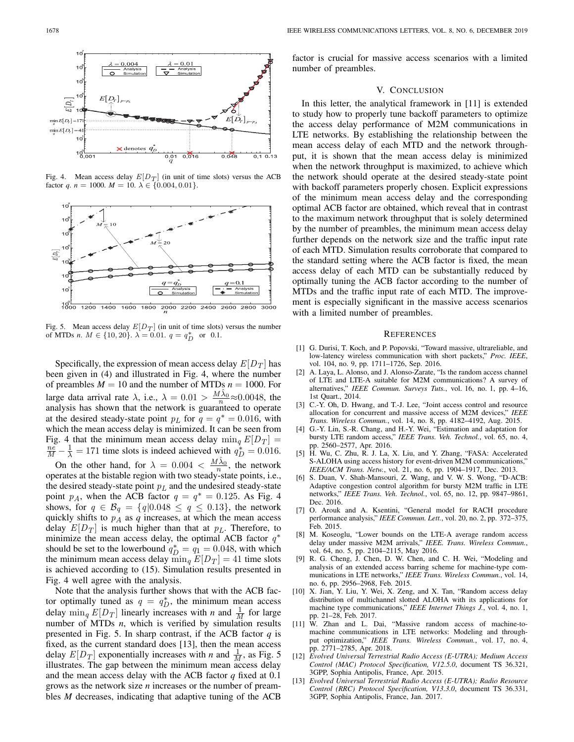$10^7$
$10^6$
$10^5$
$10^4$
$10^3$
$10^2$
$10^1$
$10^0$
$E[D_T]$
$\min_q E[D_T]=171$
$\min_q E[D_T]=41$
$\lambda = 0.004$
Analysis
Simulation
$\lambda = 0.01$
Analysis
Simulation
$E[D_T]_{p=p_L}$
$E[D_T]_{p=p_A}$
× denotes $q_D^*$
0.001
0.01
0.016
0.048
0.1
0.13
$q$

Fig. 4. Mean access delay $E[D_T]$ (in unit of time slots) versus the ACB factor $q$. $n = 1000$. $M = 10$. $\lambda \in \{0.004, 0.01\}$.

$10^7$
$10^6$
$10^5$
$10^4$
$10^3$
$10^2$
$10^1$
$10^0$
$E[D_T]$
$M = 10$
$M = 20$
$q = q_D^*$
Analysis
Simulation
$q=0.1$
Analysis
Simulation
1000
1200
1400
1600
1800
2000
2200
2400
2600
2800
3000
$n$

Fig. 5. Mean access delay $E[D_T]$ (in unit of time slots) versus the number of MTDs $n$. $M \in \{10, 20\}$. $\lambda = 0.01$. $q = q_D^*$ or 0.1.

Specifically, the expression of mean access delay $E[D_T]$ has been given in (4) and illustrated in Fig. 4, where the number of preambles $M = 10$ and the number of MTDs $n = 1000$. For large data arrival rate $\lambda$, i.e., $\lambda = 0.01 > \frac{M\hat{\lambda}_0}{n} \approx 0.0048$, the analysis has shown that the network is guaranteed to operate at the desired steady-state point $p_L$ for $q = q^* = 0.016$, with which the mean access delay is minimized. It can be seen from Fig. 4 that the minimum mean access delay $\min_q E[D_T] = \frac{ne}{M} - \frac{1}{\lambda} = 171$ time slots is indeed achieved with $q_D^* = 0.016$.

On the other hand, for $\lambda = 0.004 < \frac{M\hat{\lambda}_0}{n}$, the network operates at the bistable region with two steady-state points, i.e., the desired steady-state point $p_L$ and the undesired steady-state point $p_A$, when the ACB factor $q = q^* = 0.125$. As Fig. 4 shows, for $q \in \mathcal{B}_q = \{q | 0.048 \leq q \leq 0.13\}$, the network quickly shifts to $p_A$ as $q$ increases, at which the mean access delay $E[D_T]$ is much higher than that at $p_L$. Therefore, to minimize the mean access delay, the optimal ACB factor $q^*$ should be set to the lowerbound $q_D^* = q_1 = 0.048$, with which the minimum mean access delay $\min_q E[D_T] = 41$ time slots is achieved according to (15). Simulation results presented in Fig. 4 well agree with the analysis.

Note that the analysis further shows that with the ACB factor optimally tuned as $q = q_D^*$, the minimum mean access delay $\min_q E[D_T]$ linearly increases with $n$ and $\frac{1}{M}$ for large number of MTDs $n$, which is verified by simulation results presented in Fig. 5. In sharp contrast, if the ACB factor $q$ is fixed, as the current standard does [13], then the mean access delay $E[D_T]$ exponentially increases with $n$ and $\frac{1}{M}$, as Fig. 5 illustrates. The gap between the minimum mean access delay and the mean access delay with the ACB factor $q$ fixed at 0.1 grows as the network size $n$ increases or the number of preambles $M$ decreases, indicating that adaptive tuning of the ACB factor is crucial for massive access scenarios with a limited number of preambles.

## V. Conclusion

In this letter, the analytical framework in [11] is extended to study how to properly tune backoff parameters to optimize the access delay performance of M2M communications in LTE networks. By establishing the relationship between the mean access delay of each MTD and the network throughput, it is shown that the mean access delay is minimized when the network throughput is maximized, to achieve which the network should operate at the desired steady-state point with backoff parameters properly chosen. Explicit expressions of the minimum mean access delay and the corresponding optimal ACB factor are obtained, which reveal that in contrast to the maximum network throughput that is solely determined by the number of preambles, the minimum mean access delay further depends on the network size and the traffic input rate of each MTD. Simulation results corroborate that compared to the standard setting where the ACB factor is fixed, the mean access delay of each MTD can be substantially reduced by optimally tuning the ACB factor according to the number of MTDs and the traffic input rate of each MTD. The improvement is especially significant in the massive access scenarios with a limited number of preambles.

## References

[1] G. Durisi, T. Koch, and P. Popovski, "Toward massive, ultrareliable, and low-latency wireless communication with short packets," *Proc. IEEE*, vol. 104, no. 9, pp. 1711–1726, Sep. 2016.

[2] A. Laya, L. Alonso, and J. Alonso-Zarate, "Is the random access channel of LTE and LTE-A suitable for M2M communications? A survey of alternatives," *IEEE Commun. Surveys Tuts.*, vol. 16, no. 1, pp. 4–16, 1st Quart., 2014.

[3] C.-Y. Oh, D. Hwang, and T.-J. Lee, "Joint access control and resource allocation for concurrent and massive access of M2M devices," *IEEE Trans. Wireless Commun.*, vol. 14, no. 8, pp. 4182–4192, Aug. 2015.

[4] G.-Y. Lin, S.-R. Chang, and H.-Y. Wei, "Estimation and adaptation for bursty LTE random access," *IEEE Trans. Veh. Technol.*, vol. 65, no. 4, pp. 2560–2577, Apr. 2016.

[5] H. Wu, C. Zhu, R. J. La, X. Liu, and Y. Zhang, "FASA: Accelerated S-ALOHA using access history for event-driven M2M communications," *IEEE/ACM Trans. Netw.*, vol. 21, no. 6, pp. 1904–1917, Dec. 2013.

[6] S. Duan, V. Shah-Mansouri, Z. Wang, and V. W. S. Wong, "D-ACB: Adaptive congestion control algorithm for bursty M2M traffic in LTE networks," *IEEE Trans. Veh. Technol.*, vol. 65, no. 12, pp. 9847–9861, Dec. 2016.

[7] O. Arouk and A. Ksentini, "General model for RACH procedure performance analysis," *IEEE Commun. Lett.*, vol. 20, no. 2, pp. 372–375, Feb. 2015.

[8] M. Koseoglu, "Lower bounds on the LTE-A average random access delay under massive M2M arrivals," *IEEE. Trans. Wireless Commun.*, vol. 64, no. 5, pp. 2104–2115, May 2016.

[9] R. G. Cheng, J. Chen, D. W. Chen, and C. H. Wei, "Modeling and analysis of an extended access barring scheme for machine-type communications in LTE networks," *IEEE Trans. Wireless Commun.*, vol. 14, no. 6, pp. 2956–2968, Feb. 2015.

[10] X. Jian, Y. Liu, Y. Wei, X. Zeng, and X. Tan, "Random access delay distribution of multichannel slotted ALOHA with its applications for machine type communications," *IEEE Internet Things J.*, vol. 4, no. 1, pp. 21–28, Feb. 2017.

[11] W. Zhan and L. Dai, "Massive random access of machine-to-machine communications in LTE networks: Modeling and throughput optimization," *IEEE Trans. Wireless Commun.*, vol. 17, no. 4, pp. 2771–2785, Apr. 2018.

[12] *Evolved Universal Terrestrial Radio Access (E-UTRA); Medium Access Control (MAC) Protocol Specification, V12.5.0*, document TS 36.321, 3GPP, Sophia Antipolis, France, Apr. 2015.

[13] *Evolved Universal Terrestrial Radio Access (E-UTRA); Radio Resource Control (RRC) Protocol Specification, V13.3.0*, document TS 36.331, 3GPP, Sophia Antipolis, France, Jan. 2017.